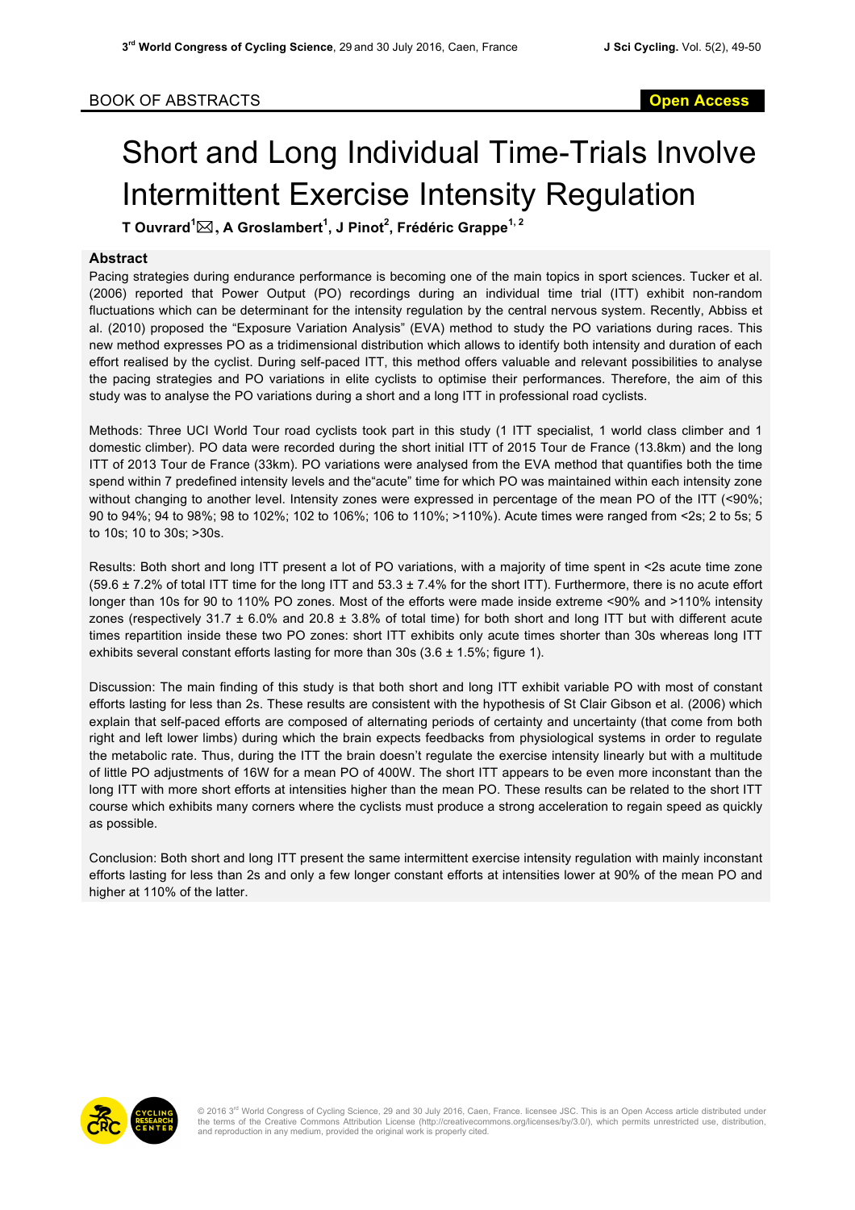BOOK OF ABSTRACTS

Open Access

# Short and Long Individual Time-Trials Involve Intermittent Exercise Intensity Regulation

**T Ouvrard[1]✉, A Groslambert[1], J Pinot[2], Frédéric Grappe[1, 2]**

### Abstract

Pacing strategies during endurance performance is becoming one of the main topics in sport sciences. Tucker et al. (2006) reported that Power Output (PO) recordings during an individual time trial (ITT) exhibit non-random fluctuations which can be determinant for the intensity regulation by the central nervous system. Recently, Abbiss et al. (2010) proposed the "Exposure Variation Analysis" (EVA) method to study the PO variations during races. This new method expresses PO as a tridimensional distribution which allows to identify both intensity and duration of each effort realised by the cyclist. During self-paced ITT, this method offers valuable and relevant possibilities to analyse the pacing strategies and PO variations in elite cyclists to optimise their performances. Therefore, the aim of this study was to analyse the PO variations during a short and a long ITT in professional road cyclists.

Methods: Three UCI World Tour road cyclists took part in this study (1 ITT specialist, 1 world class climber and 1 domestic climber). PO data were recorded during the short initial ITT of 2015 Tour de France (13.8km) and the long ITT of 2013 Tour de France (33km). PO variations were analysed from the EVA method that quantifies both the time spend within 7 predefined intensity levels and the"acute" time for which PO was maintained within each intensity zone without changing to another level. Intensity zones were expressed in percentage of the mean PO of the ITT (<90%; 90 to 94%; 94 to 98%; 98 to 102%; 102 to 106%; 106 to 110%; >110%). Acute times were ranged from <2s; 2 to 5s; 5 to 10s; 10 to 30s; >30s.

Results: Both short and long ITT present a lot of PO variations, with a majority of time spent in <2s acute time zone (59.6 ± 7.2% of total ITT time for the long ITT and 53.3 ± 7.4% for the short ITT). Furthermore, there is no acute effort longer than 10s for 90 to 110% PO zones. Most of the efforts were made inside extreme <90% and >110% intensity zones (respectively 31.7 ± 6.0% and 20.8 ± 3.8% of total time) for both short and long ITT but with different acute times repartition inside these two PO zones: short ITT exhibits only acute times shorter than 30s whereas long ITT exhibits several constant efforts lasting for more than 30s (3.6 ± 1.5%; figure 1).

Discussion: The main finding of this study is that both short and long ITT exhibit variable PO with most of constant efforts lasting for less than 2s. These results are consistent with the hypothesis of St Clair Gibson et al. (2006) which explain that self-paced efforts are composed of alternating periods of certainty and uncertainty (that come from both right and left lower limbs) during which the brain expects feedbacks from physiological systems in order to regulate the metabolic rate. Thus, during the ITT the brain doesn't regulate the exercise intensity linearly but with a multitude of little PO adjustments of 16W for a mean PO of 400W. The short ITT appears to be even more inconstant than the long ITT with more short efforts at intensities higher than the mean PO. These results can be related to the short ITT course which exhibits many corners where the cyclists must produce a strong acceleration to regain speed as quickly as possible.

Conclusion: Both short and long ITT present the same intermittent exercise intensity regulation with mainly inconstant efforts lasting for less than 2s and only a few longer constant efforts at intensities lower at 90% of the mean PO and higher at 110% of the latter.

© 2016 3rd World Congress of Cycling Science, 29 and 30 July 2016, Caen, France. licensee JSC. This is an Open Access article distributed under the terms of the Creative Commons Attribution License (http://creativecommons.org/licenses/by/3.0/), which permits unrestricted use, distribution, and reproduction in any medium, provided the original work is properly cited.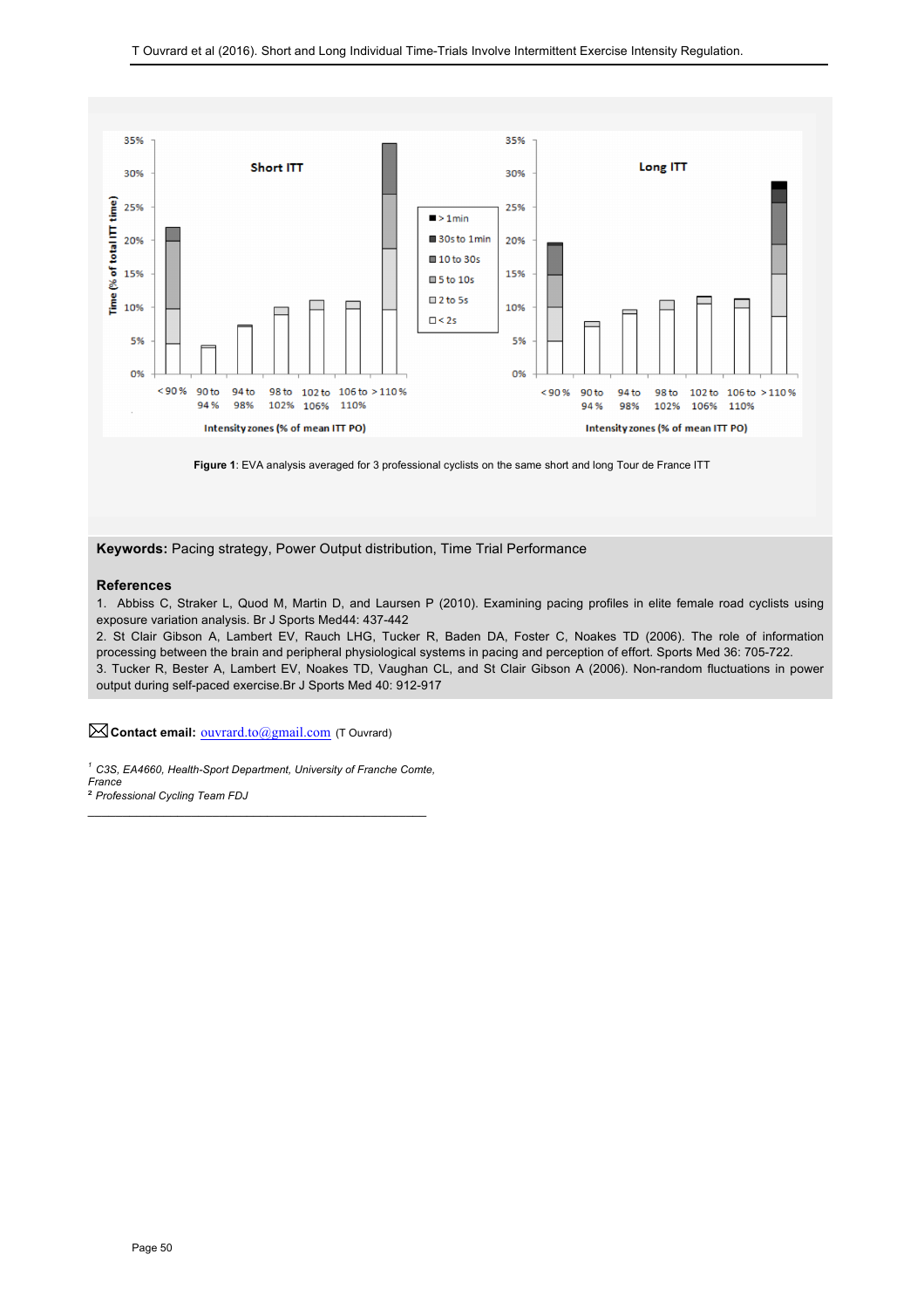Short ITT

Long ITT

35%
30%
25%
20%
15%
10%
5%
0%

Time (% of total ITT time)

■ > 1min
■ 30s to 1min
■ 10 to 30s
■ 5 to 10s
□ 2 to 5s
□ < 2s

< 90 % | 90 to 94 % | 94 to 98% | 98 to 102% | 102 to 106% | 106 to 110% | > 110 %

Intensity zones (% of mean ITT PO)

**Figure 1**: EVA analysis averaged for 3 professional cyclists on the same short and long Tour de France ITT

**Keywords:** Pacing strategy, Power Output distribution, Time Trial Performance

## References

1. Abbiss C, Straker L, Quod M, Martin D, and Laursen P (2010). Examining pacing profiles in elite female road cyclists using exposure variation analysis. Br J Sports Med44: 437-442
2. St Clair Gibson A, Lambert EV, Rauch LHG, Tucker R, Baden DA, Foster C, Noakes TD (2006). The role of information processing between the brain and peripheral physiological systems in pacing and perception of effort. Sports Med 36: 705-722.
3. Tucker R, Bester A, Lambert EV, Noakes TD, Vaughan CL, and St Clair Gibson A (2006). Non-random fluctuations in power output during self-paced exercise.Br J Sports Med 40: 912-917

**Contact email:** ouvrard.to@gmail.com (T Ouvrard)

[1] *C3S, EA4660, Health-Sport Department, University of Franche Comte, France*
[2] *Professional Cycling Team FDJ*